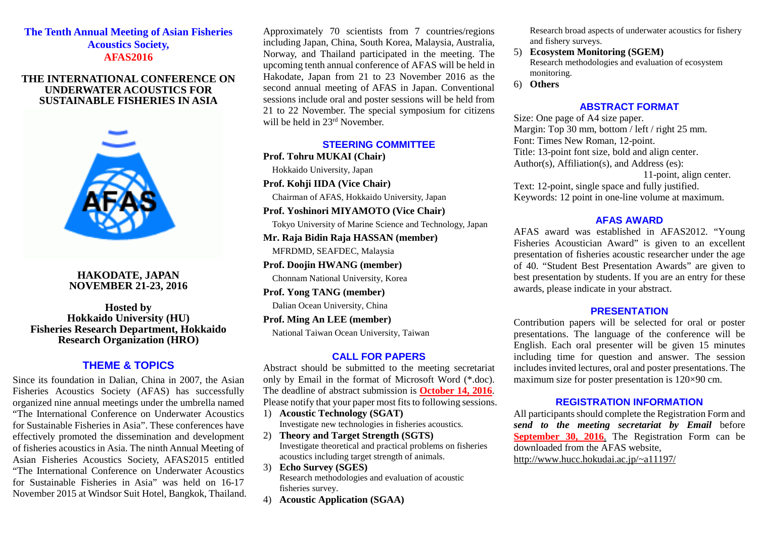# The Tenth Annual Meeting of Asian Fisheries Acoustics Society, AFAS2016

## THE INTERNATIONAL CONFERENCE ON UNDERWATER ACOUSTICS FOR SUSTAINABLE FISHERIES IN ASIA

**HAKODATE, JAPAN**
**NOVEMBER 21-23, 2016**

**Hosted by**
**Hokkaido University (HU)**
**Fisheries Research Department, Hokkaido Research Organization (HRO)**

## THEME & TOPICS

Since its foundation in Dalian, China in 2007, the Asian Fisheries Acoustics Society (AFAS) has successfully organized nine annual meetings under the umbrella named "The International Conference on Underwater Acoustics for Sustainable Fisheries in Asia". These conferences have effectively promoted the dissemination and development of fisheries acoustics in Asia. The ninth Annual Meeting of Asian Fisheries Acoustics Society, AFAS2015 entitled "The International Conference on Underwater Acoustics for Sustainable Fisheries in Asia" was held on 16-17 November 2015 at Windsor Suit Hotel, Bangkok, Thailand. Approximately 70 scientists from 7 countries/regions including Japan, China, South Korea, Malaysia, Australia, Norway, and Thailand participated in the meeting. The upcoming tenth annual conference of AFAS will be held in Hakodate, Japan from 21 to 23 November 2016 as the second annual meeting of AFAS in Japan. Conventional sessions include oral and poster sessions will be held from 21 to 22 November. The special symposium for citizens will be held in 23rd November.

## STEERING COMMITTEE

**Prof. Tohru MUKAI (Chair)**
Hokkaido University, Japan

**Prof. Kohji IIDA (Vice Chair)**
Chairman of AFAS, Hokkaido University, Japan

**Prof. Yoshinori MIYAMOTO (Vice Chair)**
Tokyo University of Marine Science and Technology, Japan

**Mr. Raja Bidin Raja HASSAN (member)**
MFRDMD, SEAFDEC, Malaysia

**Prof. Doojin HWANG (member)**
Chonnam National University, Korea

**Prof. Yong TANG (member)**
Dalian Ocean University, China

**Prof. Ming An LEE (member)**
National Taiwan Ocean University, Taiwan

## CALL FOR PAPERS

Abstract should be submitted to the meeting secretariat only by Email in the format of Microsoft Word (*.doc). The deadline of abstract submission is **October 14, 2016**. Please notify that your paper most fits to following sessions.

1) **Acoustic Technology (SGAT)**
   Investigate new technologies in fisheries acoustics.
2) **Theory and Target Strength (SGTS)**
   Investigate theoretical and practical problems on fisheries acoustics including target strength of animals.
3) **Echo Survey (SGES)**
   Research methodologies and evaluation of acoustic fisheries survey.
4) **Acoustic Application (SGAA)**
   Research broad aspects of underwater acoustics for fishery and fishery surveys.
5) **Ecosystem Monitoring (SGEM)**
   Research methodologies and evaluation of ecosystem monitoring.
6) **Others**

## ABSTRACT FORMAT

Size: One page of A4 size paper.
Margin: Top 30 mm, bottom / left / right 25 mm.
Font: Times New Roman, 12-point.
Title: 13-point font size, bold and align center.
Author(s), Affiliation(s), and Address (es): 11-point, align center.
Text: 12-point, single space and fully justified.
Keywords: 12 point in one-line volume at maximum.

## AFAS AWARD

AFAS award was established in AFAS2012. "Young Fisheries Acoustician Award" is given to an excellent presentation of fisheries acoustic researcher under the age of 40. "Student Best Presentation Awards" are given to best presentation by students. If you are an entry for these awards, please indicate in your abstract.

## PRESENTATION

Contribution papers will be selected for oral or poster presentations. The language of the conference will be English. Each oral presenter will be given 15 minutes including time for question and answer. The session includes invited lectures, oral and poster presentations. The maximum size for poster presentation is 120×90 cm.

## REGISTRATION INFORMATION

All participants should complete the Registration Form and ***send to the meeting secretariat by Email*** before **September 30, 2016**. The Registration Form can be downloaded from the AFAS website,
http://www.hucc.hokudai.ac.jp/~a11197/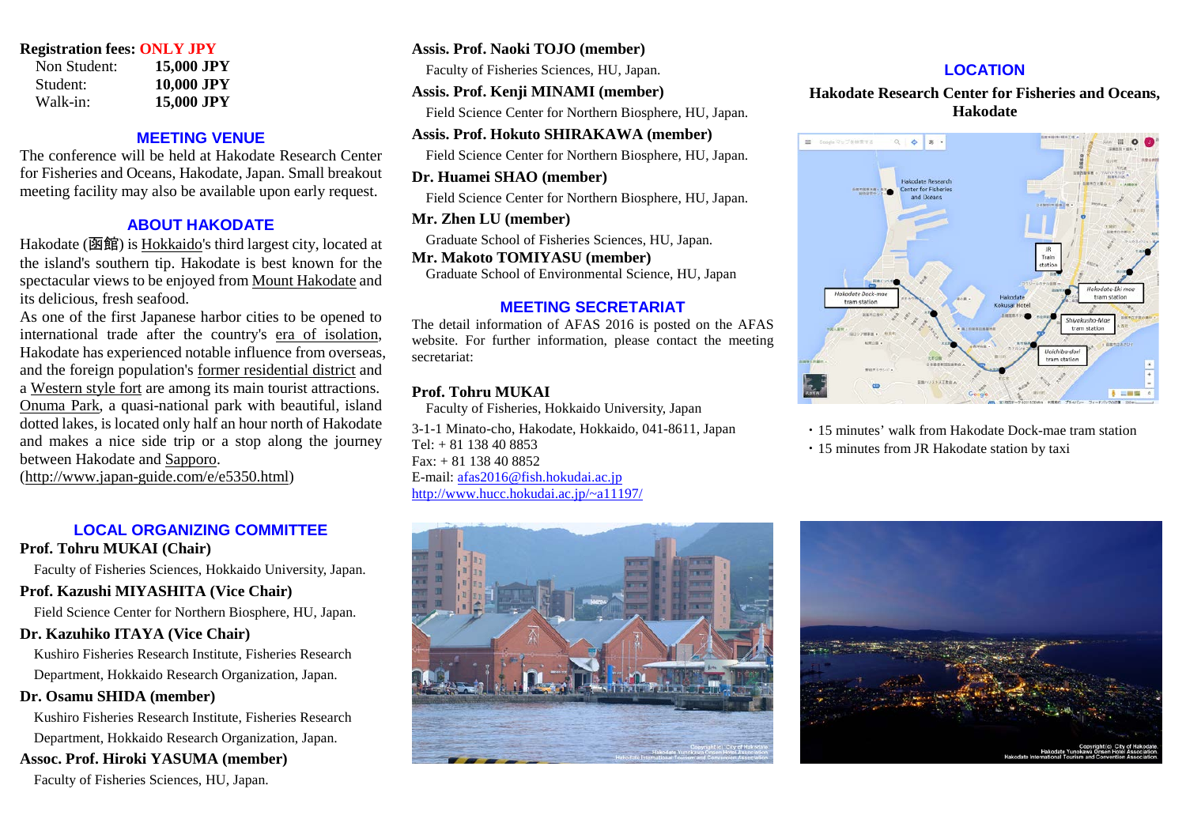**Registration fees: ONLY JPY**

| | |
|---|---|
| Non Student: | **15,000 JPY** |
| Student: | **10,000 JPY** |
| Walk-in: | **15,000 JPY** |

## MEETING VENUE

The conference will be held at Hakodate Research Center for Fisheries and Oceans, Hakodate, Japan. Small breakout meeting facility may also be available upon early request.

## ABOUT HAKODATE

Hakodate (函館) is Hokkaido's third largest city, located at the island's southern tip. Hakodate is best known for the spectacular views to be enjoyed from Mount Hakodate and its delicious, fresh seafood.

As one of the first Japanese harbor cities to be opened to international trade after the country's era of isolation, Hakodate has experienced notable influence from overseas, and the foreign population's former residential district and a Western style fort are among its main tourist attractions. Onuma Park, a quasi-national park with beautiful, island dotted lakes, is located only half an hour north of Hakodate and makes a nice side trip or a stop along the journey between Hakodate and Sapporo.

(http://www.japan-guide.com/e/e5350.html)

## LOCAL ORGANIZING COMMITTEE

**Prof. Tohru MUKAI (Chair)**
Faculty of Fisheries Sciences, Hokkaido University, Japan.

**Prof. Kazushi MIYASHITA (Vice Chair)**
Field Science Center for Northern Biosphere, HU, Japan.

**Dr. Kazuhiko ITAYA (Vice Chair)**
Kushiro Fisheries Research Institute, Fisheries Research Department, Hokkaido Research Organization, Japan.

**Dr. Osamu SHIDA (member)**
Kushiro Fisheries Research Institute, Fisheries Research Department, Hokkaido Research Organization, Japan.

**Assoc. Prof. Hiroki YASUMA (member)**
Faculty of Fisheries Sciences, HU, Japan.

**Assis. Prof. Naoki TOJO (member)**
Faculty of Fisheries Sciences, HU, Japan.

**Assis. Prof. Kenji MINAMI (member)**
Field Science Center for Northern Biosphere, HU, Japan.

**Assis. Prof. Hokuto SHIRAKAWA (member)**
Field Science Center for Northern Biosphere, HU, Japan.

**Dr. Huamei SHAO (member)**
Field Science Center for Northern Biosphere, HU, Japan.

**Mr. Zhen LU (member)**
Graduate School of Fisheries Sciences, HU, Japan.

**Mr. Makoto TOMIYASU (member)**
Graduate School of Environmental Science, HU, Japan

## MEETING SECRETARIAT

The detail information of AFAS 2016 is posted on the AFAS website. For further information, please contact the meeting secretariat:

**Prof. Tohru MUKAI**
Faculty of Fisheries, Hokkaido University, Japan
3-1-1 Minato-cho, Hakodate, Hokkaido, 041-8611, Japan
Tel: + 81 138 40 8853
Fax: + 81 138 40 8852
E-mail: afas2016@fish.hokudai.ac.jp
http://www.hucc.hokudai.ac.jp/~a11197/

## LOCATION

**Hakodate Research Center for Fisheries and Oceans, Hakodate**

- 15 minutes' walk from Hakodate Dock-mae tram station
- 15 minutes from JR Hakodate station by taxi